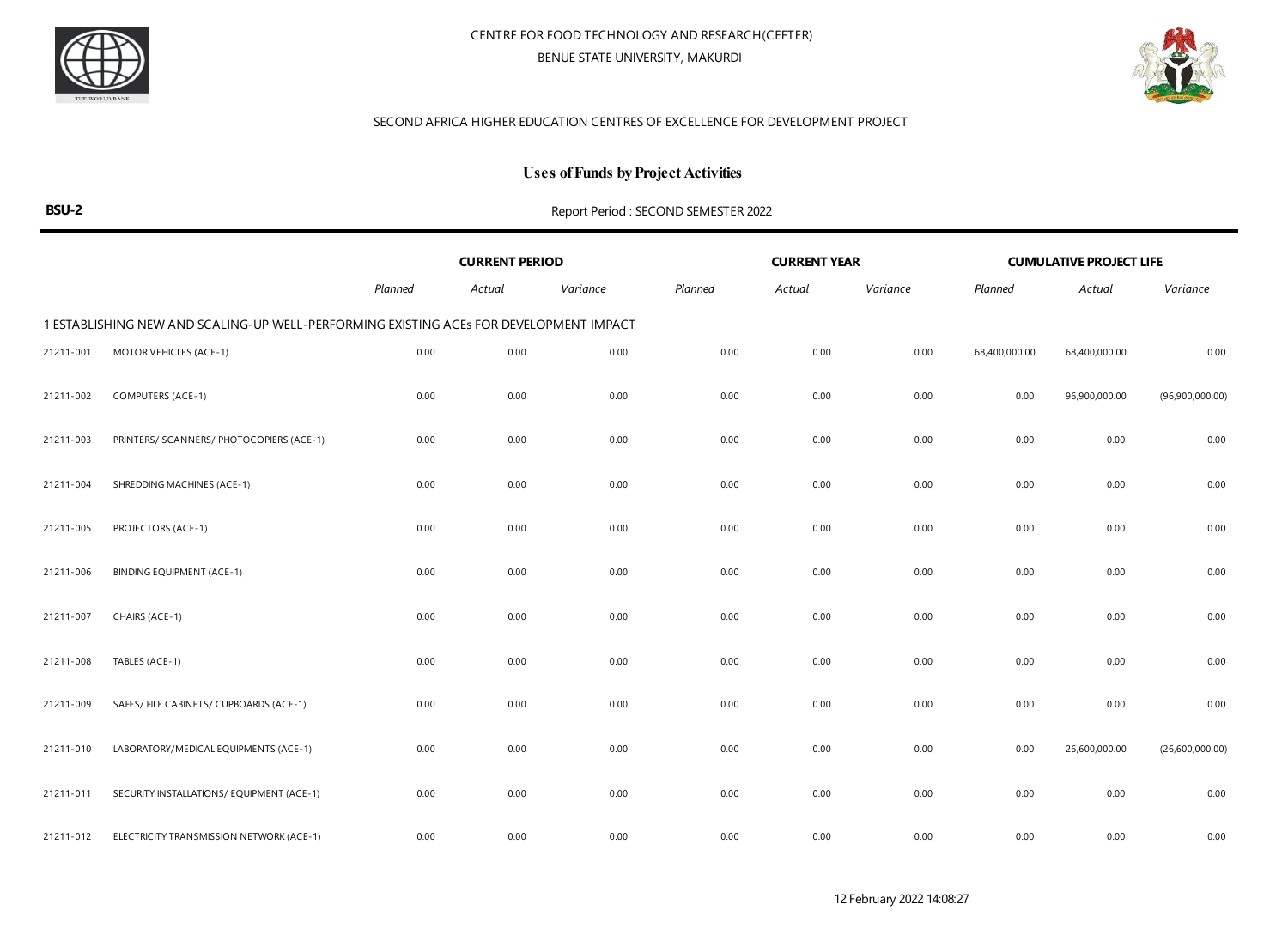CENTRE FOR FOOD TECHNOLOGY AND RESEARCH(CEFTER)

BENUE STATE UNIVERSITY, MAKURDI

SECOND AFRICA HIGHER EDUCATION CENTRES OF EXCELLENCE FOR DEVELOPMENT PROJECT

## Uses of Funds by Project Activities

**BSU-2**

Report Period : SECOND SEMESTER 2022

| | | CURRENT PERIOD | | | CURRENT YEAR | | | CUMULATIVE PROJECT LIFE | | |
|---|---|---|---|---|---|---|---|---|---|---|
| | | *Planned* | *Actual* | *Variance* | *Planned* | *Actual* | *Variance* | *Planned* | *Actual* | *Variance* |
| 1 ESTABLISHING NEW AND SCALING-UP WELL-PERFORMING EXISTING ACEs FOR DEVELOPMENT IMPACT | | | | | | | | | | |
| 21211-001 | MOTOR VEHICLES (ACE-1) | 0.00 | 0.00 | 0.00 | 0.00 | 0.00 | 0.00 | 68,400,000.00 | 68,400,000.00 | 0.00 |
| 21211-002 | COMPUTERS (ACE-1) | 0.00 | 0.00 | 0.00 | 0.00 | 0.00 | 0.00 | 0.00 | 96,900,000.00 | (96,900,000.00) |
| 21211-003 | PRINTERS/ SCANNERS/ PHOTOCOPIERS (ACE-1) | 0.00 | 0.00 | 0.00 | 0.00 | 0.00 | 0.00 | 0.00 | 0.00 | 0.00 |
| 21211-004 | SHREDDING MACHINES (ACE-1) | 0.00 | 0.00 | 0.00 | 0.00 | 0.00 | 0.00 | 0.00 | 0.00 | 0.00 |
| 21211-005 | PROJECTORS (ACE-1) | 0.00 | 0.00 | 0.00 | 0.00 | 0.00 | 0.00 | 0.00 | 0.00 | 0.00 |
| 21211-006 | BINDING EQUIPMENT (ACE-1) | 0.00 | 0.00 | 0.00 | 0.00 | 0.00 | 0.00 | 0.00 | 0.00 | 0.00 |
| 21211-007 | CHAIRS (ACE-1) | 0.00 | 0.00 | 0.00 | 0.00 | 0.00 | 0.00 | 0.00 | 0.00 | 0.00 |
| 21211-008 | TABLES (ACE-1) | 0.00 | 0.00 | 0.00 | 0.00 | 0.00 | 0.00 | 0.00 | 0.00 | 0.00 |
| 21211-009 | SAFES/ FILE CABINETS/ CUPBOARDS (ACE-1) | 0.00 | 0.00 | 0.00 | 0.00 | 0.00 | 0.00 | 0.00 | 0.00 | 0.00 |
| 21211-010 | LABORATORY/MEDICAL EQUIPMENTS (ACE-1) | 0.00 | 0.00 | 0.00 | 0.00 | 0.00 | 0.00 | 0.00 | 26,600,000.00 | (26,600,000.00) |
| 21211-011 | SECURITY INSTALLATIONS/ EQUIPMENT (ACE-1) | 0.00 | 0.00 | 0.00 | 0.00 | 0.00 | 0.00 | 0.00 | 0.00 | 0.00 |
| 21211-012 | ELECTRICITY TRANSMISSION NETWORK (ACE-1) | 0.00 | 0.00 | 0.00 | 0.00 | 0.00 | 0.00 | 0.00 | 0.00 | 0.00 |

12 February 2022 14:08:27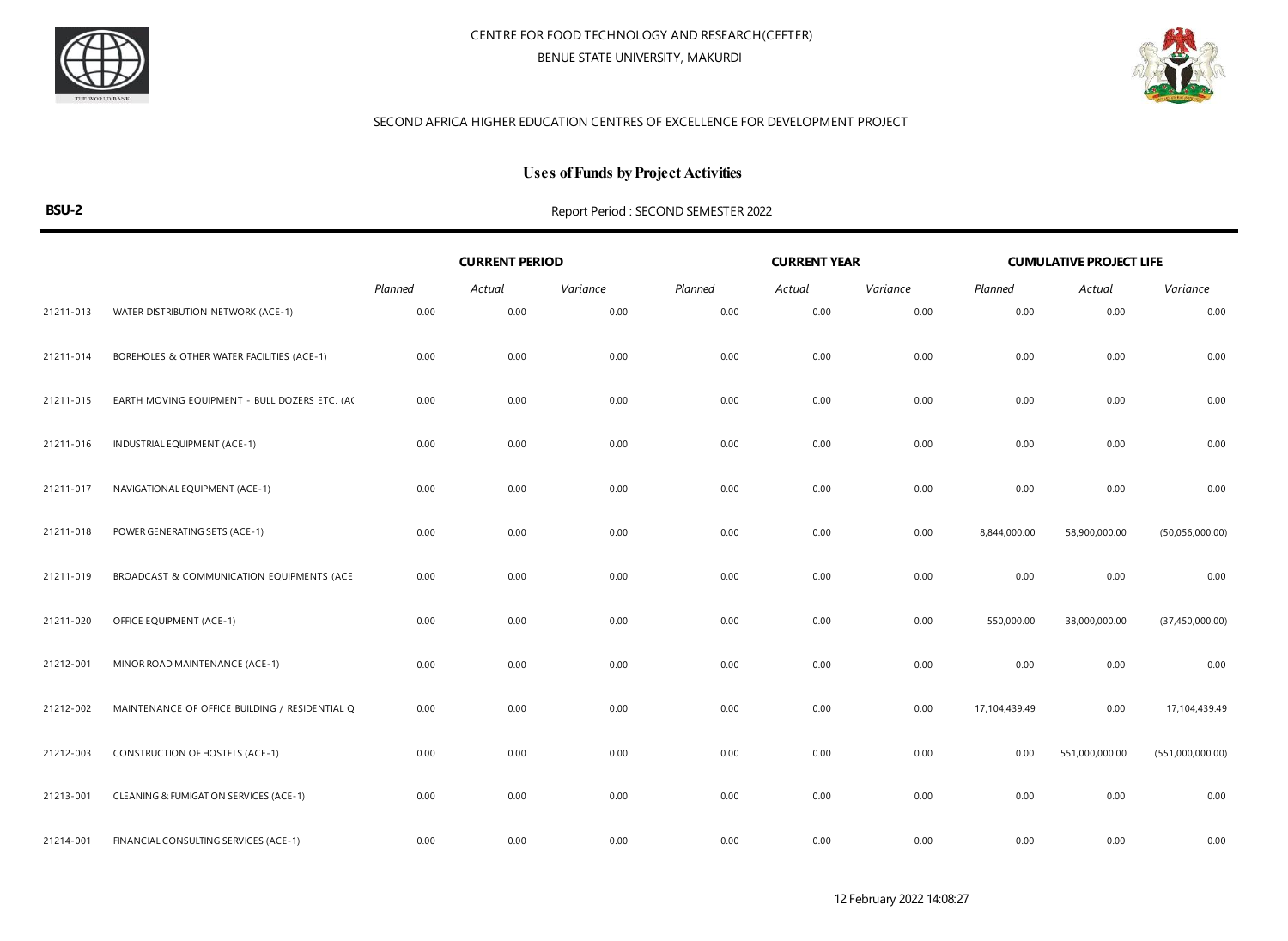CENTRE FOR FOOD TECHNOLOGY AND RESEARCH(CEFTER)

BENUE STATE UNIVERSITY, MAKURDI

SECOND AFRICA HIGHER EDUCATION CENTRES OF EXCELLENCE FOR DEVELOPMENT PROJECT

## Uses of Funds by Project Activities

**BSU-2**

Report Period : SECOND SEMESTER 2022

| | | CURRENT PERIOD | | | CURRENT YEAR | | | CUMULATIVE PROJECT LIFE | | |
|---|---|---|---|---|---|---|---|---|---|---|
| | | *Planned* | *Actual* | *Variance* | *Planned* | *Actual* | *Variance* | *Planned* | *Actual* | *Variance* |
| 21211-013 | WATER DISTRIBUTION NETWORK (ACE-1) | 0.00 | 0.00 | 0.00 | 0.00 | 0.00 | 0.00 | 0.00 | 0.00 | 0.00 |
| 21211-014 | BOREHOLES & OTHER WATER FACILITIES (ACE-1) | 0.00 | 0.00 | 0.00 | 0.00 | 0.00 | 0.00 | 0.00 | 0.00 | 0.00 |
| 21211-015 | EARTH MOVING EQUIPMENT - BULL DOZERS ETC. (A( | 0.00 | 0.00 | 0.00 | 0.00 | 0.00 | 0.00 | 0.00 | 0.00 | 0.00 |
| 21211-016 | INDUSTRIAL EQUIPMENT (ACE-1) | 0.00 | 0.00 | 0.00 | 0.00 | 0.00 | 0.00 | 0.00 | 0.00 | 0.00 |
| 21211-017 | NAVIGATIONAL EQUIPMENT (ACE-1) | 0.00 | 0.00 | 0.00 | 0.00 | 0.00 | 0.00 | 0.00 | 0.00 | 0.00 |
| 21211-018 | POWER GENERATING SETS (ACE-1) | 0.00 | 0.00 | 0.00 | 0.00 | 0.00 | 0.00 | 8,844,000.00 | 58,900,000.00 | (50,056,000.00) |
| 21211-019 | BROADCAST & COMMUNICATION EQUIPMENTS (ACE | 0.00 | 0.00 | 0.00 | 0.00 | 0.00 | 0.00 | 0.00 | 0.00 | 0.00 |
| 21211-020 | OFFICE EQUIPMENT (ACE-1) | 0.00 | 0.00 | 0.00 | 0.00 | 0.00 | 0.00 | 550,000.00 | 38,000,000.00 | (37,450,000.00) |
| 21212-001 | MINOR ROAD MAINTENANCE (ACE-1) | 0.00 | 0.00 | 0.00 | 0.00 | 0.00 | 0.00 | 0.00 | 0.00 | 0.00 |
| 21212-002 | MAINTENANCE OF OFFICE BUILDING / RESIDENTIAL Q | 0.00 | 0.00 | 0.00 | 0.00 | 0.00 | 0.00 | 17,104,439.49 | 0.00 | 17,104,439.49 |
| 21212-003 | CONSTRUCTION OF HOSTELS (ACE-1) | 0.00 | 0.00 | 0.00 | 0.00 | 0.00 | 0.00 | 0.00 | 551,000,000.00 | (551,000,000.00) |
| 21213-001 | CLEANING & FUMIGATION SERVICES (ACE-1) | 0.00 | 0.00 | 0.00 | 0.00 | 0.00 | 0.00 | 0.00 | 0.00 | 0.00 |
| 21214-001 | FINANCIAL CONSULTING SERVICES (ACE-1) | 0.00 | 0.00 | 0.00 | 0.00 | 0.00 | 0.00 | 0.00 | 0.00 | 0.00 |

12 February 2022 14:08:27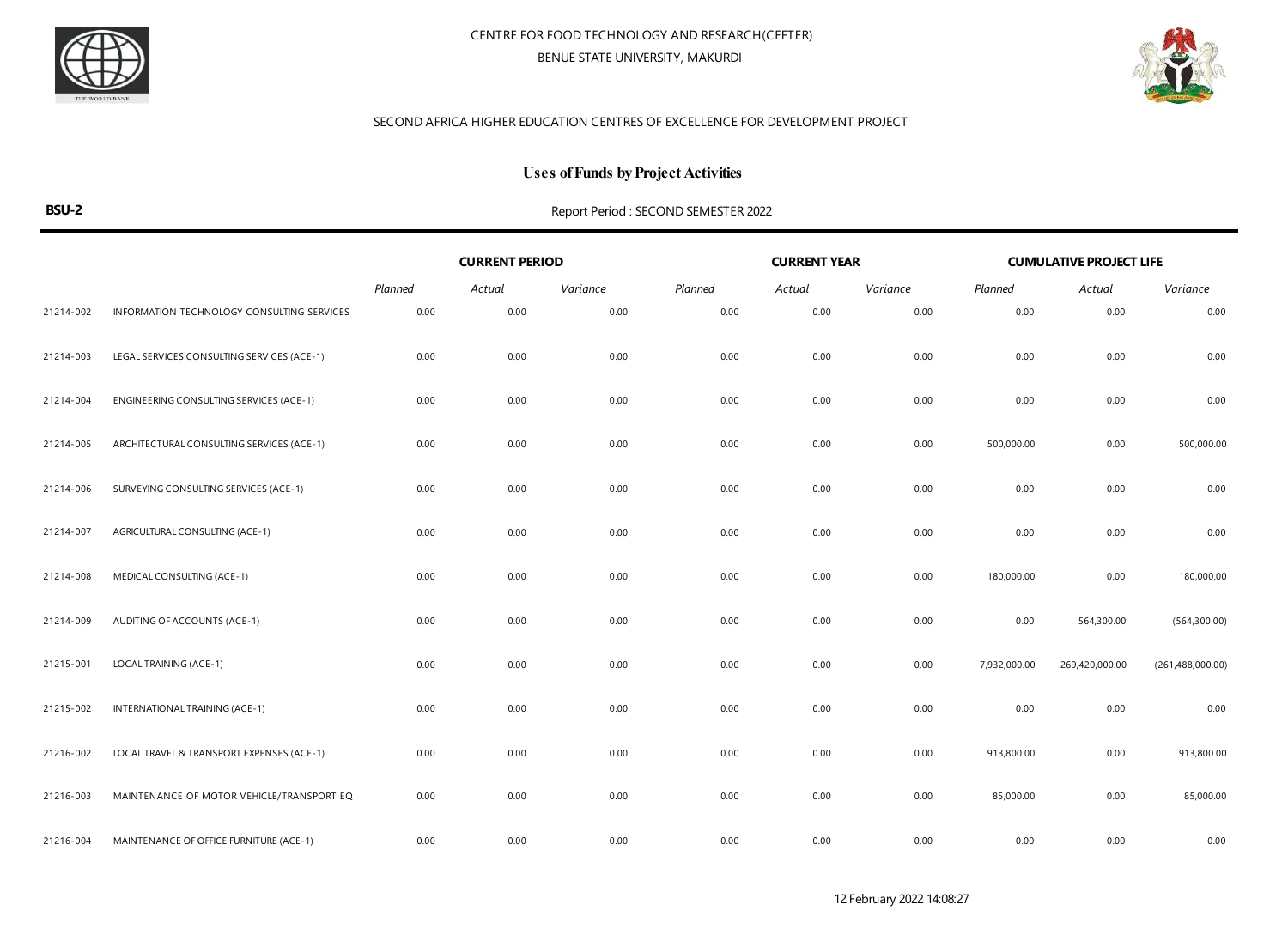CENTRE FOR FOOD TECHNOLOGY AND RESEARCH(CEFTER)

BENUE STATE UNIVERSITY, MAKURDI

SECOND AFRICA HIGHER EDUCATION CENTRES OF EXCELLENCE FOR DEVELOPMENT PROJECT

## Uses of Funds by Project Activities

**BSU-2**

Report Period : SECOND SEMESTER 2022

| | | CURRENT PERIOD | | | CURRENT YEAR | | | CUMULATIVE PROJECT LIFE | | |
|---|---|---|---|---|---|---|---|---|---|---|
| | | *Planned* | *Actual* | *Variance* | *Planned* | *Actual* | *Variance* | *Planned* | *Actual* | *Variance* |
| 21214-002 | INFORMATION TECHNOLOGY CONSULTING SERVICES | 0.00 | 0.00 | 0.00 | 0.00 | 0.00 | 0.00 | 0.00 | 0.00 | 0.00 |
| 21214-003 | LEGAL SERVICES CONSULTING SERVICES (ACE-1) | 0.00 | 0.00 | 0.00 | 0.00 | 0.00 | 0.00 | 0.00 | 0.00 | 0.00 |
| 21214-004 | ENGINEERING CONSULTING SERVICES (ACE-1) | 0.00 | 0.00 | 0.00 | 0.00 | 0.00 | 0.00 | 0.00 | 0.00 | 0.00 |
| 21214-005 | ARCHITECTURAL CONSULTING SERVICES (ACE-1) | 0.00 | 0.00 | 0.00 | 0.00 | 0.00 | 0.00 | 500,000.00 | 0.00 | 500,000.00 |
| 21214-006 | SURVEYING CONSULTING SERVICES (ACE-1) | 0.00 | 0.00 | 0.00 | 0.00 | 0.00 | 0.00 | 0.00 | 0.00 | 0.00 |
| 21214-007 | AGRICULTURAL CONSULTING (ACE-1) | 0.00 | 0.00 | 0.00 | 0.00 | 0.00 | 0.00 | 0.00 | 0.00 | 0.00 |
| 21214-008 | MEDICAL CONSULTING (ACE-1) | 0.00 | 0.00 | 0.00 | 0.00 | 0.00 | 0.00 | 180,000.00 | 0.00 | 180,000.00 |
| 21214-009 | AUDITING OF ACCOUNTS (ACE-1) | 0.00 | 0.00 | 0.00 | 0.00 | 0.00 | 0.00 | 0.00 | 564,300.00 | (564,300.00) |
| 21215-001 | LOCAL TRAINING (ACE-1) | 0.00 | 0.00 | 0.00 | 0.00 | 0.00 | 0.00 | 7,932,000.00 | 269,420,000.00 | (261,488,000.00) |
| 21215-002 | INTERNATIONAL TRAINING (ACE-1) | 0.00 | 0.00 | 0.00 | 0.00 | 0.00 | 0.00 | 0.00 | 0.00 | 0.00 |
| 21216-002 | LOCAL TRAVEL & TRANSPORT EXPENSES (ACE-1) | 0.00 | 0.00 | 0.00 | 0.00 | 0.00 | 0.00 | 913,800.00 | 0.00 | 913,800.00 |
| 21216-003 | MAINTENANCE OF MOTOR VEHICLE/TRANSPORT EQ | 0.00 | 0.00 | 0.00 | 0.00 | 0.00 | 0.00 | 85,000.00 | 0.00 | 85,000.00 |
| 21216-004 | MAINTENANCE OF OFFICE FURNITURE (ACE-1) | 0.00 | 0.00 | 0.00 | 0.00 | 0.00 | 0.00 | 0.00 | 0.00 | 0.00 |

12 February 2022 14:08:27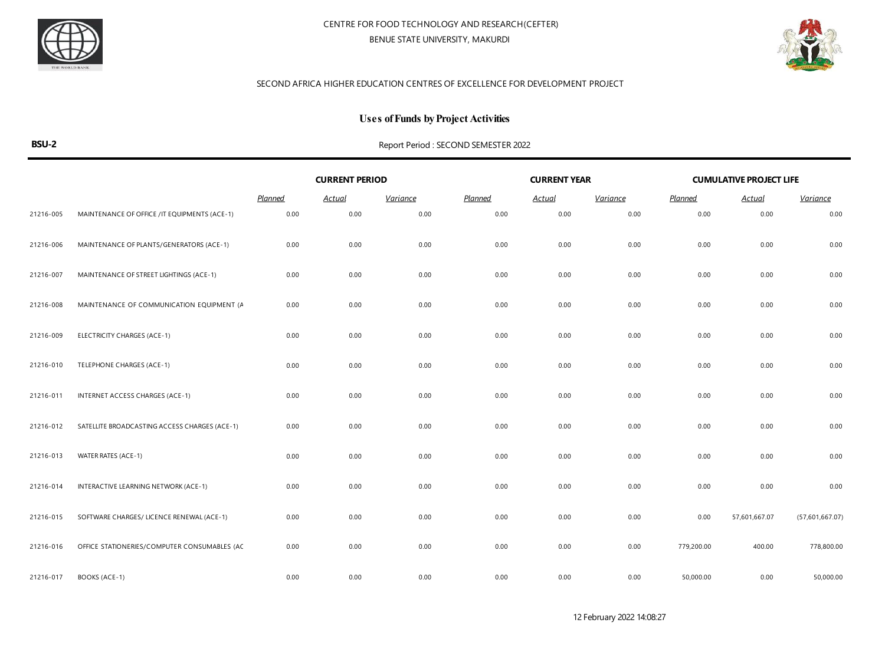CENTRE FOR FOOD TECHNOLOGY AND RESEARCH(CEFTER)

BENUE STATE UNIVERSITY, MAKURDI

SECOND AFRICA HIGHER EDUCATION CENTRES OF EXCELLENCE FOR DEVELOPMENT PROJECT

## Uses of Funds by Project Activities

**BSU-2**

Report Period : SECOND SEMESTER 2022

| | | CURRENT PERIOD | | | CURRENT YEAR | | | CUMULATIVE PROJECT LIFE | | |
|---|---|---|---|---|---|---|---|---|---|---|
| | | *Planned* | *Actual* | *Variance* | *Planned* | *Actual* | *Variance* | *Planned* | *Actual* | *Variance* |
| 21216-005 | MAINTENANCE OF OFFICE /IT EQUIPMENTS (ACE-1) | 0.00 | 0.00 | 0.00 | 0.00 | 0.00 | 0.00 | 0.00 | 0.00 | 0.00 |
| 21216-006 | MAINTENANCE OF PLANTS/GENERATORS (ACE-1) | 0.00 | 0.00 | 0.00 | 0.00 | 0.00 | 0.00 | 0.00 | 0.00 | 0.00 |
| 21216-007 | MAINTENANCE OF STREET LIGHTINGS (ACE-1) | 0.00 | 0.00 | 0.00 | 0.00 | 0.00 | 0.00 | 0.00 | 0.00 | 0.00 |
| 21216-008 | MAINTENANCE OF COMMUNICATION EQUIPMENT (A | 0.00 | 0.00 | 0.00 | 0.00 | 0.00 | 0.00 | 0.00 | 0.00 | 0.00 |
| 21216-009 | ELECTRICITY CHARGES (ACE-1) | 0.00 | 0.00 | 0.00 | 0.00 | 0.00 | 0.00 | 0.00 | 0.00 | 0.00 |
| 21216-010 | TELEPHONE CHARGES (ACE-1) | 0.00 | 0.00 | 0.00 | 0.00 | 0.00 | 0.00 | 0.00 | 0.00 | 0.00 |
| 21216-011 | INTERNET ACCESS CHARGES (ACE-1) | 0.00 | 0.00 | 0.00 | 0.00 | 0.00 | 0.00 | 0.00 | 0.00 | 0.00 |
| 21216-012 | SATELLITE BROADCASTING ACCESS CHARGES (ACE-1) | 0.00 | 0.00 | 0.00 | 0.00 | 0.00 | 0.00 | 0.00 | 0.00 | 0.00 |
| 21216-013 | WATER RATES (ACE-1) | 0.00 | 0.00 | 0.00 | 0.00 | 0.00 | 0.00 | 0.00 | 0.00 | 0.00 |
| 21216-014 | INTERACTIVE LEARNING NETWORK (ACE-1) | 0.00 | 0.00 | 0.00 | 0.00 | 0.00 | 0.00 | 0.00 | 0.00 | 0.00 |
| 21216-015 | SOFTWARE CHARGES/ LICENCE RENEWAL (ACE-1) | 0.00 | 0.00 | 0.00 | 0.00 | 0.00 | 0.00 | 0.00 | 57,601,667.07 | (57,601,667.07) |
| 21216-016 | OFFICE STATIONERIES/COMPUTER CONSUMABLES (AC | 0.00 | 0.00 | 0.00 | 0.00 | 0.00 | 0.00 | 779,200.00 | 400.00 | 778,800.00 |
| 21216-017 | BOOKS (ACE-1) | 0.00 | 0.00 | 0.00 | 0.00 | 0.00 | 0.00 | 50,000.00 | 0.00 | 50,000.00 |

12 February 2022 14:08:27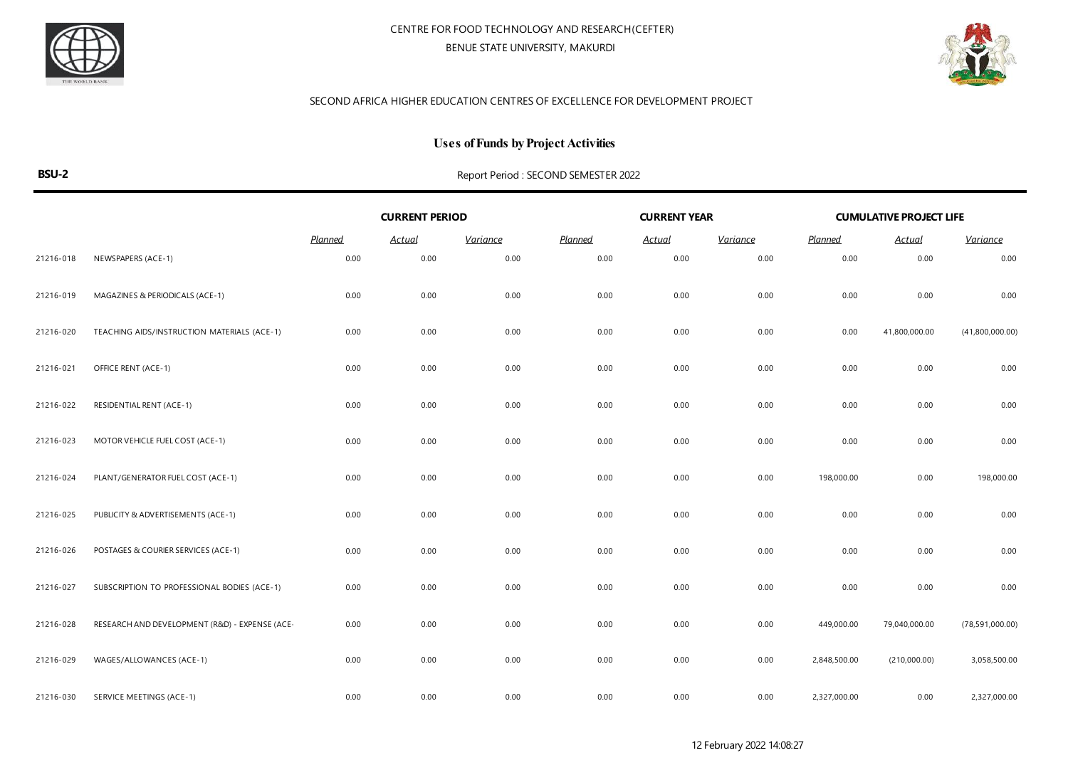CENTRE FOR FOOD TECHNOLOGY AND RESEARCH(CEFTER)

BENUE STATE UNIVERSITY, MAKURDI

SECOND AFRICA HIGHER EDUCATION CENTRES OF EXCELLENCE FOR DEVELOPMENT PROJECT

## Uses of Funds by Project Activities

**BSU-2**

Report Period : SECOND SEMESTER 2022

| | | CURRENT PERIOD | | | CURRENT YEAR | | | CUMULATIVE PROJECT LIFE | | |
|---|---|---|---|---|---|---|---|---|---|---|
| | | *Planned* | *Actual* | *Variance* | *Planned* | *Actual* | *Variance* | *Planned* | *Actual* | *Variance* |
| 21216-018 | NEWSPAPERS (ACE-1) | 0.00 | 0.00 | 0.00 | 0.00 | 0.00 | 0.00 | 0.00 | 0.00 | 0.00 |
| 21216-019 | MAGAZINES & PERIODICALS (ACE-1) | 0.00 | 0.00 | 0.00 | 0.00 | 0.00 | 0.00 | 0.00 | 0.00 | 0.00 |
| 21216-020 | TEACHING AIDS/INSTRUCTION MATERIALS (ACE-1) | 0.00 | 0.00 | 0.00 | 0.00 | 0.00 | 0.00 | 0.00 | 41,800,000.00 | (41,800,000.00) |
| 21216-021 | OFFICE RENT (ACE-1) | 0.00 | 0.00 | 0.00 | 0.00 | 0.00 | 0.00 | 0.00 | 0.00 | 0.00 |
| 21216-022 | RESIDENTIAL RENT (ACE-1) | 0.00 | 0.00 | 0.00 | 0.00 | 0.00 | 0.00 | 0.00 | 0.00 | 0.00 |
| 21216-023 | MOTOR VEHICLE FUEL COST (ACE-1) | 0.00 | 0.00 | 0.00 | 0.00 | 0.00 | 0.00 | 0.00 | 0.00 | 0.00 |
| 21216-024 | PLANT/GENERATOR FUEL COST (ACE-1) | 0.00 | 0.00 | 0.00 | 0.00 | 0.00 | 0.00 | 198,000.00 | 0.00 | 198,000.00 |
| 21216-025 | PUBLICITY & ADVERTISEMENTS (ACE-1) | 0.00 | 0.00 | 0.00 | 0.00 | 0.00 | 0.00 | 0.00 | 0.00 | 0.00 |
| 21216-026 | POSTAGES & COURIER SERVICES (ACE-1) | 0.00 | 0.00 | 0.00 | 0.00 | 0.00 | 0.00 | 0.00 | 0.00 | 0.00 |
| 21216-027 | SUBSCRIPTION TO PROFESSIONAL BODIES (ACE-1) | 0.00 | 0.00 | 0.00 | 0.00 | 0.00 | 0.00 | 0.00 | 0.00 | 0.00 |
| 21216-028 | RESEARCH AND DEVELOPMENT (R&D) - EXPENSE (ACE- | 0.00 | 0.00 | 0.00 | 0.00 | 0.00 | 0.00 | 449,000.00 | 79,040,000.00 | (78,591,000.00) |
| 21216-029 | WAGES/ALLOWANCES (ACE-1) | 0.00 | 0.00 | 0.00 | 0.00 | 0.00 | 0.00 | 2,848,500.00 | (210,000.00) | 3,058,500.00 |
| 21216-030 | SERVICE MEETINGS (ACE-1) | 0.00 | 0.00 | 0.00 | 0.00 | 0.00 | 0.00 | 2,327,000.00 | 0.00 | 2,327,000.00 |

12 February 2022 14:08:27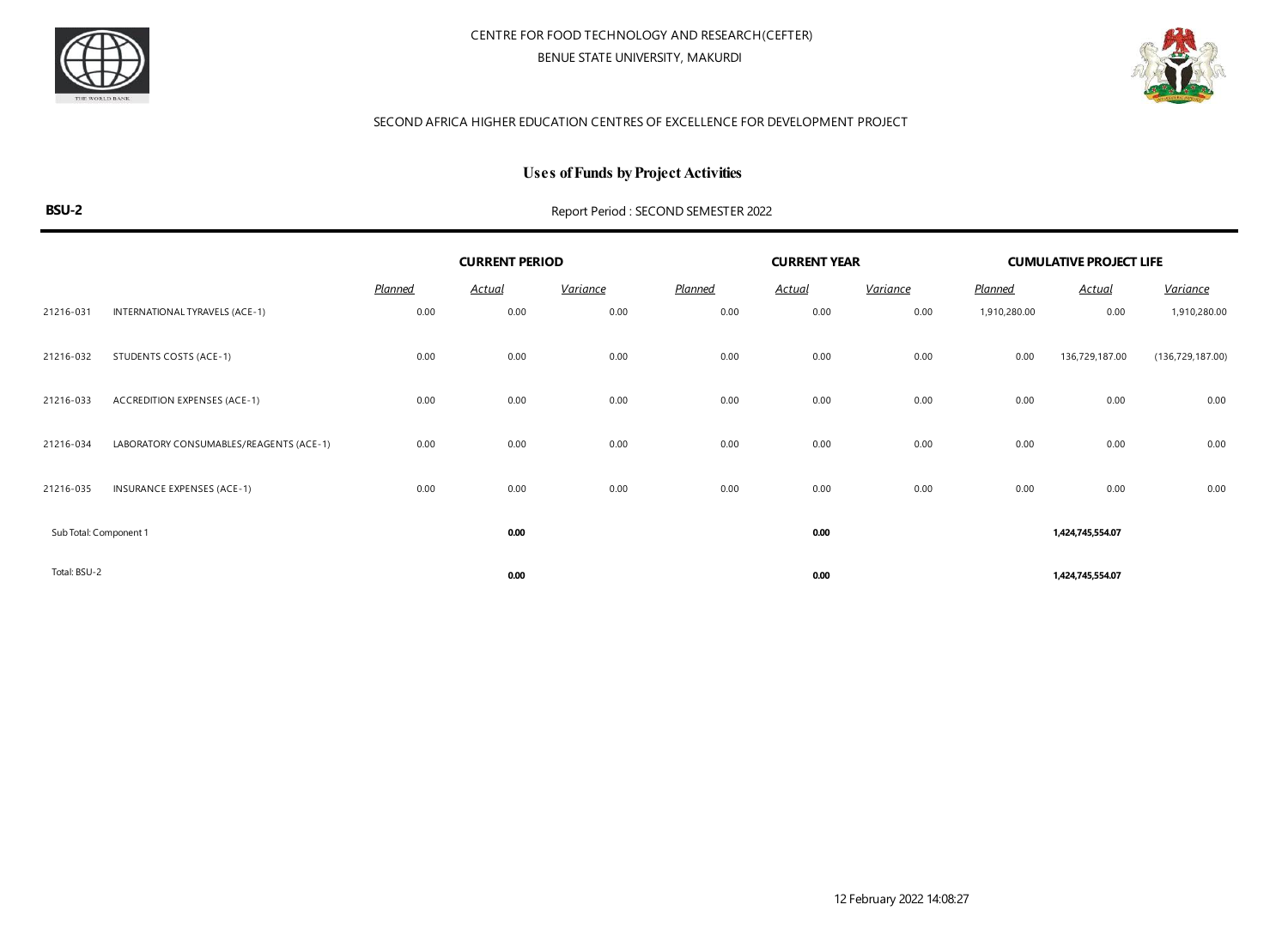CENTRE FOR FOOD TECHNOLOGY AND RESEARCH(CEFTER)

BENUE STATE UNIVERSITY, MAKURDI

SECOND AFRICA HIGHER EDUCATION CENTRES OF EXCELLENCE FOR DEVELOPMENT PROJECT

## Uses of Funds by Project Activities

**BSU-2**

Report Period : SECOND SEMESTER 2022

| | | CURRENT PERIOD | | | CURRENT YEAR | | | CUMULATIVE PROJECT LIFE | | |
|---|---|---|---|---|---|---|---|---|---|---|
| | | *Planned* | *Actual* | *Variance* | *Planned* | *Actual* | *Variance* | *Planned* | *Actual* | *Variance* |
| 21216-031 | INTERNATIONAL TYRAVELS (ACE-1) | 0.00 | 0.00 | 0.00 | 0.00 | 0.00 | 0.00 | 1,910,280.00 | 0.00 | 1,910,280.00 |
| 21216-032 | STUDENTS COSTS (ACE-1) | 0.00 | 0.00 | 0.00 | 0.00 | 0.00 | 0.00 | 0.00 | 136,729,187.00 | (136,729,187.00) |
| 21216-033 | ACCREDITION EXPENSES (ACE-1) | 0.00 | 0.00 | 0.00 | 0.00 | 0.00 | 0.00 | 0.00 | 0.00 | 0.00 |
| 21216-034 | LABORATORY CONSUMABLES/REAGENTS (ACE-1) | 0.00 | 0.00 | 0.00 | 0.00 | 0.00 | 0.00 | 0.00 | 0.00 | 0.00 |
| 21216-035 | INSURANCE EXPENSES (ACE-1) | 0.00 | 0.00 | 0.00 | 0.00 | 0.00 | 0.00 | 0.00 | 0.00 | 0.00 |
| Sub Total: Component 1 | | | **0.00** | | | **0.00** | | | **1,424,745,554.07** | |
| Total: BSU-2 | | | **0.00** | | | **0.00** | | | **1,424,745,554.07** | |

12 February 2022 14:08:27